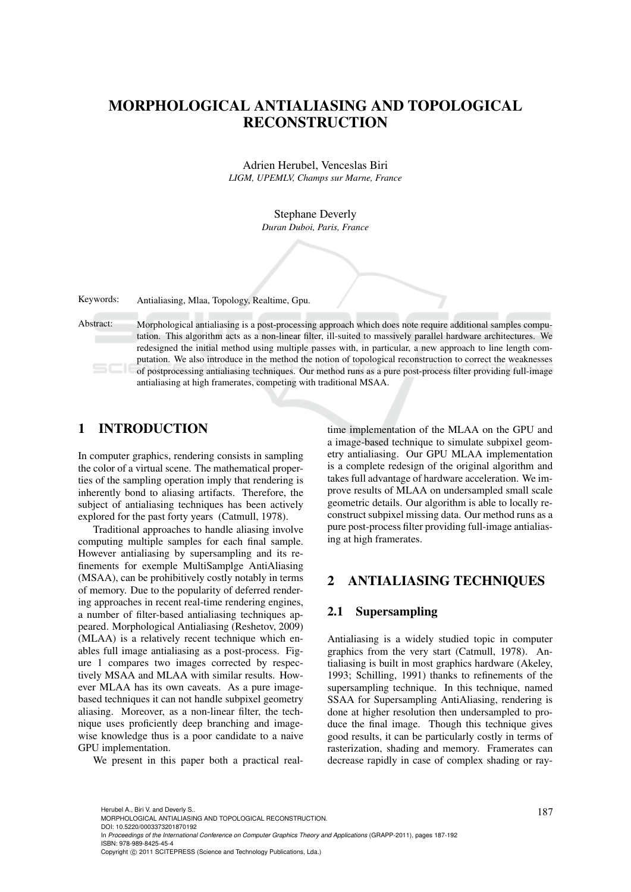# MORPHOLOGICAL ANTIALIASING AND TOPOLOGICAL RECONSTRUCTION

Adrien Herubel, Venceslas Biri
*LIGM, UPEMLV, Champs sur Marne, France*

Stephane Deverly
*Duran Duboi, Paris, France*

Keywords: Antialiasing, Mlaa, Topology, Realtime, Gpu.

Abstract: Morphological antialiasing is a post-processing approach which does note require additional samples computation. This algorithm acts as a non-linear filter, ill-suited to massively parallel hardware architectures. We redesigned the initial method using multiple passes with, in particular, a new approach to line length computation. We also introduce in the method the notion of topological reconstruction to correct the weaknesses of postprocessing antialiasing techniques. Our method runs as a pure post-process filter providing full-image antialiasing at high framerates, competing with traditional MSAA.

## 1 INTRODUCTION

In computer graphics, rendering consists in sampling the color of a virtual scene. The mathematical properties of the sampling operation imply that rendering is inherently bond to aliasing artifacts. Therefore, the subject of antialiasing techniques has been actively explored for the past forty years (Catmull, 1978).

Traditional approaches to handle aliasing involve computing multiple samples for each final sample. However antialiasing by supersampling and its refinements for exemple MultiSamplge AntiAliasing (MSAA), can be prohibitively costly notably in terms of memory. Due to the popularity of deferred rendering approaches in recent real-time rendering engines, a number of filter-based antialiasing techniques appeared. Morphological Antialiasing (Reshetov, 2009) (MLAA) is a relatively recent technique which enables full image antialiasing as a post-process. Figure 1 compares two images corrected by respectively MSAA and MLAA with similar results. However MLAA has its own caveats. As a pure image-based techniques it can not handle subpixel geometry aliasing. Moreover, as a non-linear filter, the technique uses proficiently deep branching and image-wise knowledge thus is a poor candidate to a naive GPU implementation.

We present in this paper both a practical real-time implementation of the MLAA on the GPU and a image-based technique to simulate subpixel geometry antialiasing. Our GPU MLAA implementation is a complete redesign of the original algorithm and takes full advantage of hardware acceleration. We improve results of MLAA on undersampled small scale geometric details. Our algorithm is able to locally reconstruct subpixel missing data. Our method runs as a pure post-process filter providing full-image antialiasing at high framerates.

## 2 ANTIALIASING TECHNIQUES

### 2.1 Supersampling

Antialiasing is a widely studied topic in computer graphics from the very start (Catmull, 1978). Antialiasing is built in most graphics hardware (Akeley, 1993; Schilling, 1991) thanks to refinements of the supersampling technique. In this technique, named SSAA for Supersampling AntiAliasing, rendering is done at higher resolution then undersampled to produce the final image. Though this technique gives good results, it can be particularly costly in terms of rasterization, shading and memory. Framerates can decrease rapidly in case of complex shading or ray-

Herubel A., Biri V. and Deverly S..
MORPHOLOGICAL ANTIALIASING AND TOPOLOGICAL RECONSTRUCTION.
DOI: 10.5220/0003373201870192
In *Proceedings of the International Conference on Computer Graphics Theory and Applications* (GRAPP-2011), pages 187-192
ISBN: 978-989-8425-45-4
Copyright © 2011 SCITEPRESS (Science and Technology Publications, Lda.)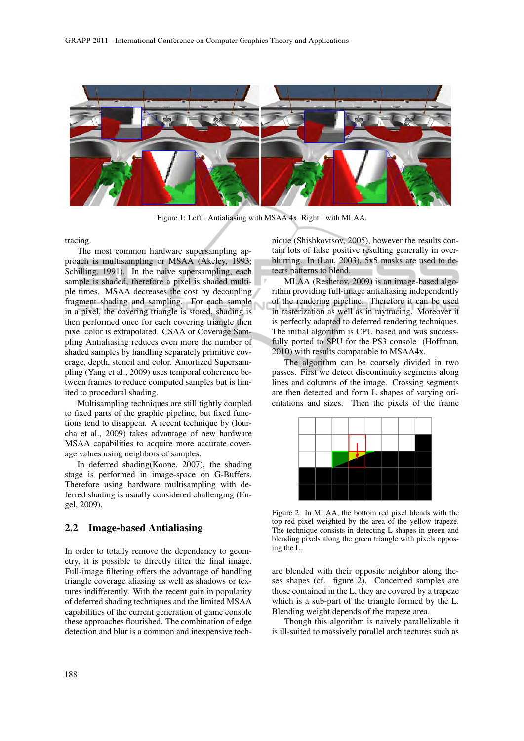Figure 1: Left : Antialiasing with MSAA 4x. Right : with MLAA.

tracing.

The most common hardware supersampling approach is multisampling or MSAA (Akeley, 1993; Schilling, 1991). In the naive supersampling, each sample is shaded, therefore a pixel is shaded multiple times. MSAA decreases the cost by decoupling fragment shading and sampling. For each sample in a pixel, the covering triangle is stored, shading is then performed once for each covering triangle then pixel color is extrapolated. CSAA or Coverage Sampling Antialiasing reduces even more the number of shaded samples by handling separately primitive coverage, depth, stencil and color. Amortized Supersampling (Yang et al., 2009) uses temporal coherence between frames to reduce computed samples but is limited to procedural shading.

Multisampling techniques are still tightly coupled to fixed parts of the graphic pipeline, but fixed functions tend to disappear. A recent technique by (Iourcha et al., 2009) takes advantage of new hardware MSAA capabilities to acquire more accurate coverage values using neighbors of samples.

In deferred shading(Koone, 2007), the shading stage is performed in image-space on G-Buffers. Therefore using hardware multisampling with deferred shading is usually considered challenging (Engel, 2009).

## 2.2 Image-based Antialiasing

In order to totally remove the dependency to geometry, it is possible to directly filter the final image. Full-image filtering offers the advantage of handling triangle coverage aliasing as well as shadows or textures indifferently. With the recent gain in popularity of deferred shading techniques and the limited MSAA capabilities of the current generation of game console these approaches flourished. The combination of edge detection and blur is a common and inexpensive technique (Shishkovtsov, 2005), however the results contain lots of false positive resulting generally in overblurring. In (Lau, 2003), 5x5 masks are used to detects patterns to blend.

MLAA (Reshetov, 2009) is an image-based algorithm providing full-image antialiasing independently of the rendering pipeline. Therefore it can be used in rasterization as well as in raytracing. Moreover it is perfectly adapted to deferred rendering techniques. The initial algorithm is CPU based and was successfully ported to SPU for the PS3 console (Hoffman, 2010) with results comparable to MSAA4x.

The algorithm can be coarsely divided in two passes. First we detect discontinuity segments along lines and columns of the image. Crossing segments are then detected and form L shapes of varying orientations and sizes. Then the pixels of the frame are blended with their opposite neighbor along theses shapes (cf. figure 2). Concerned samples are those contained in the L, they are covered by a trapeze which is a sub-part of the triangle formed by the L. Blending weight depends of the trapeze area.

Figure 2: In MLAA, the bottom red pixel blends with the top red pixel weighted by the area of the yellow trapeze. The technique consists in detecting L shapes in green and blending pixels along the green triangle with pixels opposing the L.

Though this algorithm is naively parallelizable it is ill-suited to massively parallel architectures such as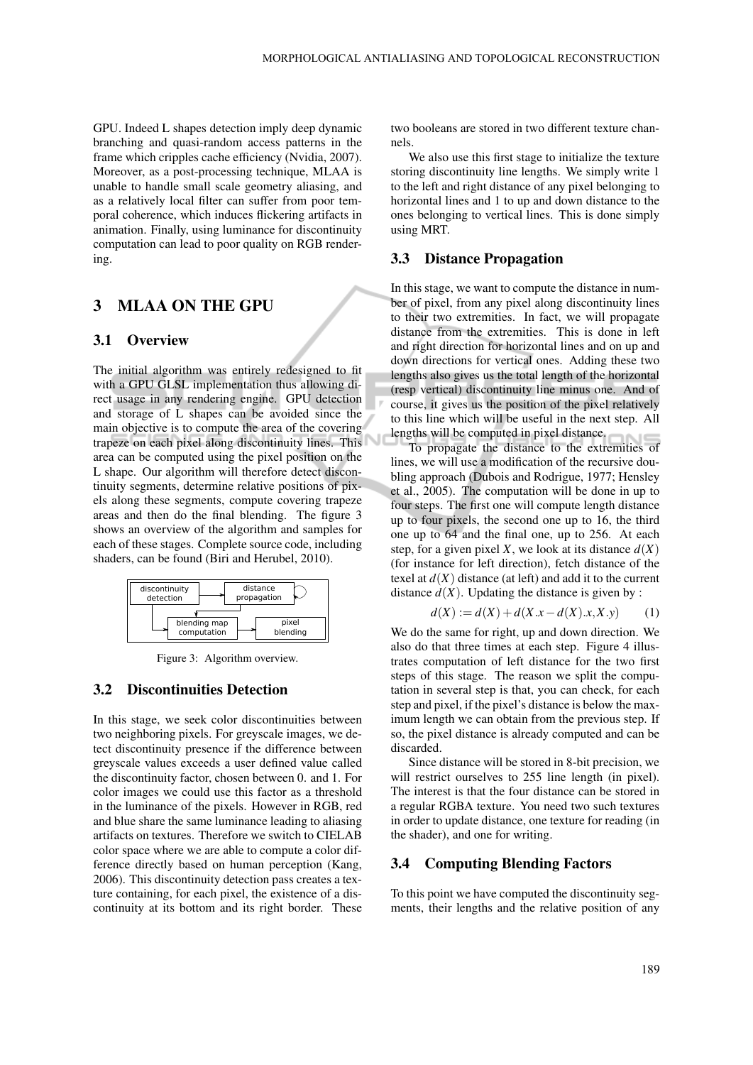GPU. Indeed L shapes detection imply deep dynamic branching and quasi-random access patterns in the frame which cripples cache efficiency (Nvidia, 2007). Moreover, as a post-processing technique, MLAA is unable to handle small scale geometry aliasing, and as a relatively local filter can suffer from poor temporal coherence, which induces flickering artifacts in animation. Finally, using luminance for discontinuity computation can lead to poor quality on RGB rendering.

## 3 MLAA ON THE GPU

### 3.1 Overview

The initial algorithm was entirely redesigned to fit with a GPU GLSL implementation thus allowing direct usage in any rendering engine. GPU detection and storage of L shapes can be avoided since the main objective is to compute the area of the covering trapeze on each pixel along discontinuity lines. This area can be computed using the pixel position on the L shape. Our algorithm will therefore detect discontinuity segments, determine relative positions of pixels along these segments, compute covering trapeze areas and then do the final blending. The figure 3 shows an overview of the algorithm and samples for each of these stages. Complete source code, including shaders, can be found (Biri and Herubel, 2010).

discontinuity detection → distance propagation → blending map computation → pixel blending

Figure 3: Algorithm overview.

### 3.2 Discontinuities Detection

In this stage, we seek color discontinuities between two neighboring pixels. For greyscale images, we detect discontinuity presence if the difference between greyscale values exceeds a user defined value called the discontinuity factor, chosen between 0. and 1. For color images we could use this factor as a threshold in the luminance of the pixels. However in RGB, red and blue share the same luminance leading to aliasing artifacts on textures. Therefore we switch to CIELAB color space where we are able to compute a color difference directly based on human perception (Kang, 2006). This discontinuity detection pass creates a texture containing, for each pixel, the existence of a discontinuity at its bottom and its right border. These two booleans are stored in two different texture channels.

We also use this first stage to initialize the texture storing discontinuity line lengths. We simply write 1 to the left and right distance of any pixel belonging to horizontal lines and 1 to up and down distance to the ones belonging to vertical lines. This is done simply using MRT.

### 3.3 Distance Propagation

In this stage, we want to compute the distance in number of pixel, from any pixel along discontinuity lines to their two extremities. In fact, we will propagate distance from the extremities. This is done in left and right direction for horizontal lines and on up and down directions for vertical ones. Adding these two lengths also gives us the total length of the horizontal (resp vertical) discontinuity line minus one. And of course, it gives us the position of the pixel relatively to this line which will be useful in the next step. All lengths will be computed in pixel distance.

To propagate the distance to the extremities of lines, we will use a modification of the recursive doubling approach (Dubois and Rodrigue, 1977; Hensley et al., 2005). The computation will be done in up to four steps. The first one will compute length distance up to four pixels, the second one up to 16, the third one up to 64 and the final one, up to 256. At each step, for a given pixel $X$, we look at its distance $d(X)$ (for instance for left direction), fetch distance of the texel at $d(X)$ distance (at left) and add it to the current distance $d(X)$. Updating the distance is given by :

$$d(X) := d(X) + d(X.x - d(X).x, X.y) \qquad (1)$$

We do the same for right, up and down direction. We also do that three times at each step. Figure 4 illustrates computation of left distance for the two first steps of this stage. The reason we split the computation in several step is that, you can check, for each step and pixel, if the pixel's distance is below the maximum length we can obtain from the previous step. If so, the pixel distance is already computed and can be discarded.

Since distance will be stored in 8-bit precision, we will restrict ourselves to 255 line length (in pixel). The interest is that the four distance can be stored in a regular RGBA texture. You need two such textures in order to update distance, one texture for reading (in the shader), and one for writing.

### 3.4 Computing Blending Factors

To this point we have computed the discontinuity segments, their lengths and the relative position of any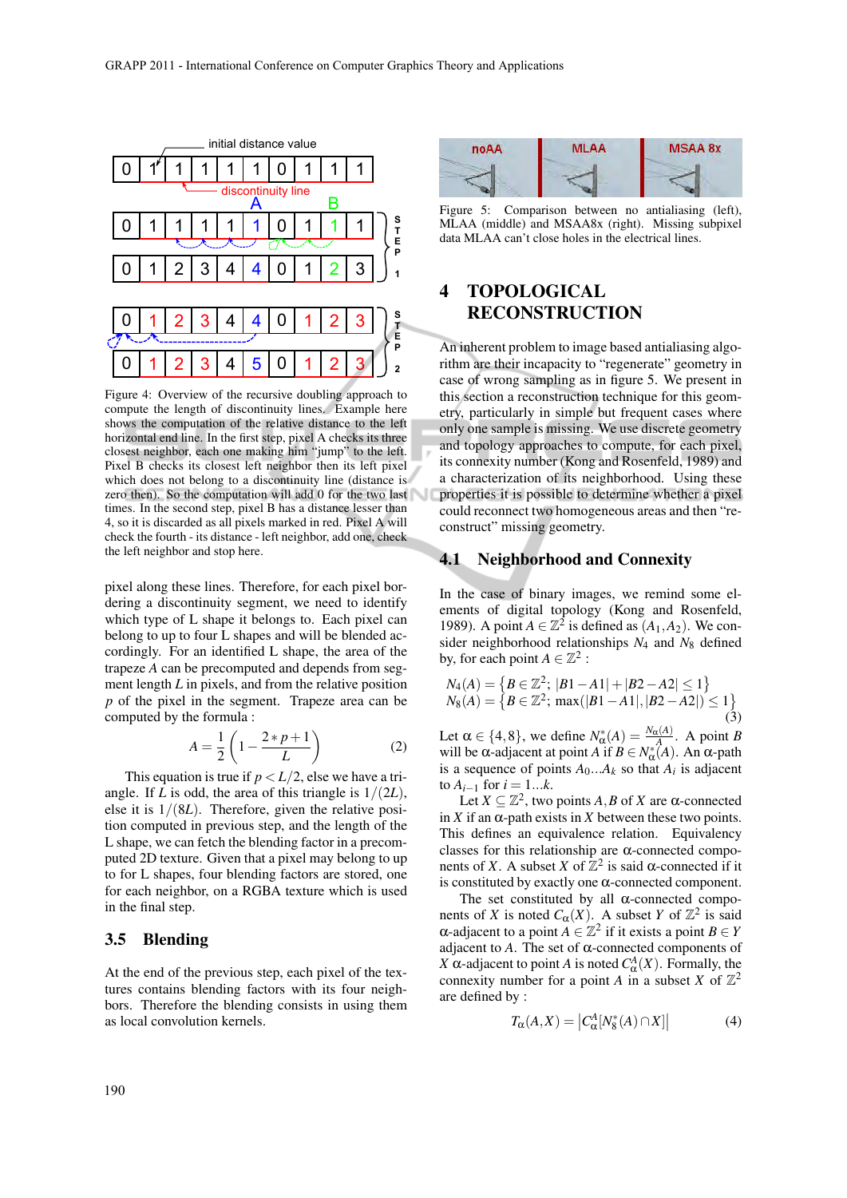Figure 4: Overview of the recursive doubling approach to compute the length of discontinuity lines. Example here shows the computation of the relative distance to the left horizontal end line. In the first step, pixel A checks its three closest neighbor, each one making him "jump" to the left. Pixel B checks its closest left neighbor then its left pixel which does not belong to a discontinuity line (distance is zero then). So the computation will add 0 for the two last times. In the second step, pixel B has a distance lesser than 4, so it is discarded as all pixels marked in red. Pixel A will check the fourth - its distance - left neighbor, add one, check the left neighbor and stop here.

pixel along these lines. Therefore, for each pixel bordering a discontinuity segment, we need to identify which type of L shape it belongs to. Each pixel can belong to up to four L shapes and will be blended accordingly. For an identified L shape, the area of the trapeze $A$ can be precomputed and depends from segment length $L$ in pixels, and from the relative position $p$ of the pixel in the segment. Trapeze area can be computed by the formula :

$$A = \frac{1}{2}\left(1 - \frac{2*p+1}{L}\right) \tag{2}$$

This equation is true if $p < L/2$, else we have a triangle. If $L$ is odd, the area of this triangle is $1/(2L)$, else it is $1/(8L)$. Therefore, given the relative position computed in previous step, and the length of the L shape, we can fetch the blending factor in a precomputed 2D texture. Given that a pixel may belong to up to for L shapes, four blending factors are stored, one for each neighbor, on a RGBA texture which is used in the final step.

## 3.5 Blending

At the end of the previous step, each pixel of the textures contains blending factors with its four neighbors. Therefore the blending consists in using them as local convolution kernels.

Figure 5: Comparison between no antialiasing (left), MLAA (middle) and MSAA8x (right). Missing subpixel data MLAA can't close holes in the electrical lines.

# 4 TOPOLOGICAL RECONSTRUCTION

An inherent problem to image based antialiasing algorithm are their incapacity to "regenerate" geometry in case of wrong sampling as in figure 5. We present in this section a reconstruction technique for this geometry, particularly in simple but frequent cases where only one sample is missing. We use discrete geometry and topology approaches to compute, for each pixel, its connexity number (Kong and Rosenfeld, 1989) and a characterization of its neighborhood. Using these properties it is possible to determine whether a pixel could reconnect two homogeneous areas and then "reconstruct" missing geometry.

## 4.1 Neighborhood and Connexity

In the case of binary images, we remind some elements of digital topology (Kong and Rosenfeld, 1989). A point $A \in \mathbb{Z}^2$ is defined as $(A_1, A_2)$. We consider neighborhood relationships $N_4$ and $N_8$ defined by, for each point $A \in \mathbb{Z}^2$ :

$$\begin{aligned} N_4(A) &= \left\{B \in \mathbb{Z}^2;\ |B1 - A1| + |B2 - A2| \leq 1\right\} \\ N_8(A) &= \left\{B \in \mathbb{Z}^2;\ \max(|B1 - A1|, |B2 - A2|) \leq 1\right\} \end{aligned} \tag{3}$$

Let $\alpha \in \{4, 8\}$, we define $N^*_\alpha(A) = \frac{N_\alpha(A)}{A}$. A point $B$ will be $\alpha$-adjacent at point $A$ if $B \in N^*_\alpha(A)$. An $\alpha$-path is a sequence of points $A_0 \ldots A_k$ so that $A_i$ is adjacent to $A_{i-1}$ for $i = 1 \ldots k$.

Let $X \subseteq \mathbb{Z}^2$, two points $A, B$ of $X$ are $\alpha$-connected in $X$ if an $\alpha$-path exists in $X$ between these two points. This defines an equivalence relation. Equivalency classes for this relationship are $\alpha$-connected components of $X$. A subset $X$ of $\mathbb{Z}^2$ is said $\alpha$-connected if it is constituted by exactly one $\alpha$-connected component.

The set constituted by all $\alpha$-connected components of $X$ is noted $C_\alpha(X)$. A subset $Y$ of $\mathbb{Z}^2$ is said $\alpha$-adjacent to a point $A \in \mathbb{Z}^2$ if it exists a point $B \in Y$ adjacent to $A$. The set of $\alpha$-connected components of $X$ $\alpha$-adjacent to point $A$ is noted $C^A_\alpha(X)$. Formally, the connexity number for a point $A$ in a subset $X$ of $\mathbb{Z}^2$ are defined by :

$$T_\alpha(A, X) = \left|C^A_\alpha[N^*_8(A) \cap X]\right| \tag{4}$$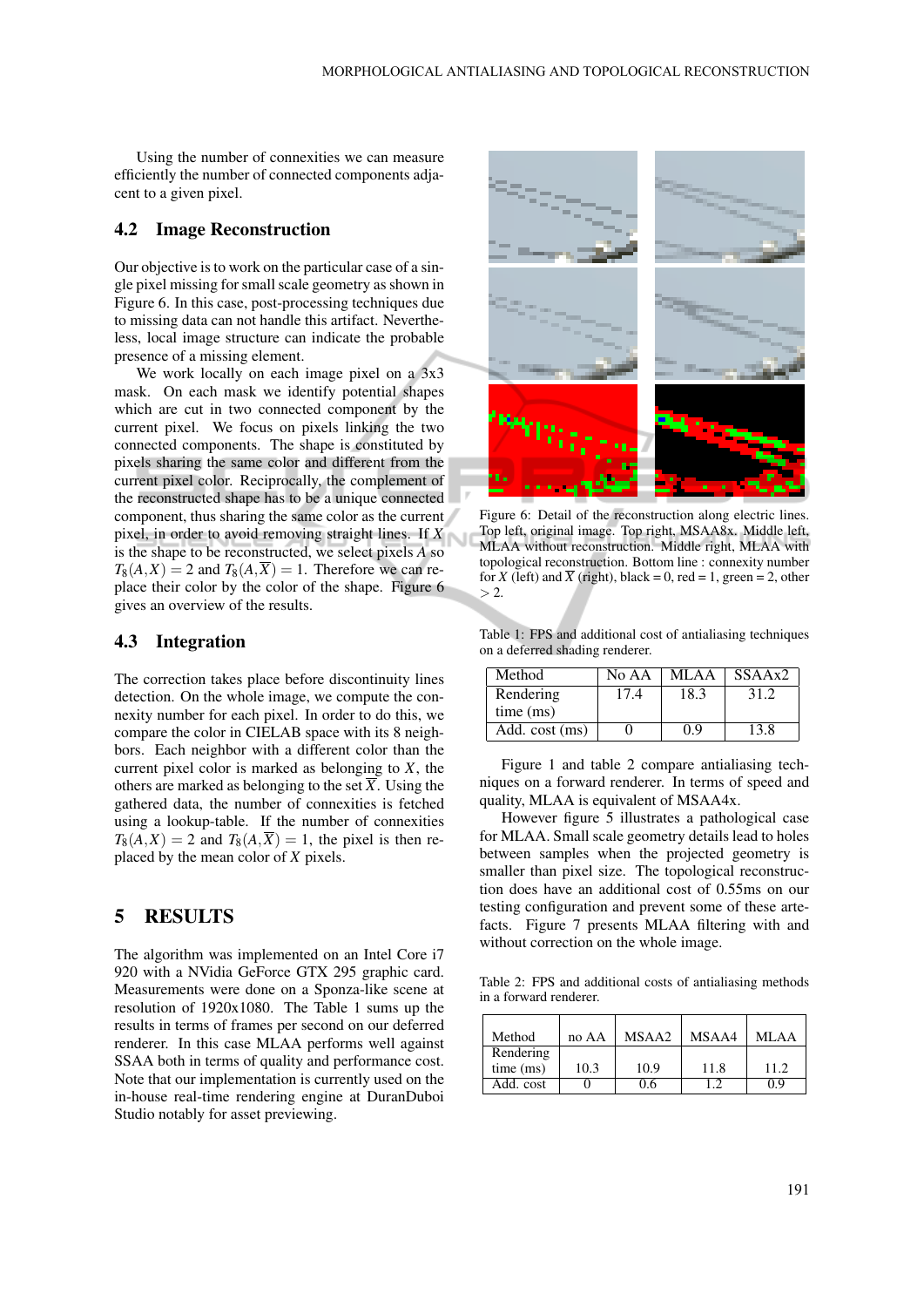Using the number of connexities we can measure efficiently the number of connected components adjacent to a given pixel.

### 4.2 Image Reconstruction

Our objective is to work on the particular case of a single pixel missing for small scale geometry as shown in Figure 6. In this case, post-processing techniques due to missing data can not handle this artifact. Nevertheless, local image structure can indicate the probable presence of a missing element.

We work locally on each image pixel on a 3x3 mask. On each mask we identify potential shapes which are cut in two connected component by the current pixel. We focus on pixels linking the two connected components. The shape is constituted by pixels sharing the same color and different from the current pixel color. Reciprocally, the complement of the reconstructed shape has to be a unique connected component, thus sharing the same color as the current pixel, in order to avoid removing straight lines. If $X$ is the shape to be reconstructed, we select pixels $A$ so $T_8(A,X) = 2$ and $T_8(A,\overline{X}) = 1$. Therefore we can replace their color by the color of the shape. Figure 6 gives an overview of the results.

### 4.3 Integration

The correction takes place before discontinuity lines detection. On the whole image, we compute the connexity number for each pixel. In order to do this, we compare the color in CIELAB space with its 8 neighbors. Each neighbor with a different color than the current pixel color is marked as belonging to $X$, the others are marked as belonging to the set $\overline{X}$. Using the gathered data, the number of connexities is fetched using a lookup-table. If the number of connexities $T_8(A,X) = 2$ and $T_8(A,\overline{X}) = 1$, the pixel is then replaced by the mean color of $X$ pixels.

## 5 RESULTS

The algorithm was implemented on an Intel Core i7 920 with a NVidia GeForce GTX 295 graphic card. Measurements were done on a Sponza-like scene at resolution of 1920x1080. The Table 1 sums up the results in terms of frames per second on our deferred renderer. In this case MLAA performs well against SSAA both in terms of quality and performance cost. Note that our implementation is currently used on the in-house real-time rendering engine at DuranDuboi Studio notably for asset previewing.

Figure 6: Detail of the reconstruction along electric lines. Top left, original image. Top right, MSAA8x. Middle left, MLAA without reconstruction. Middle right, MLAA with topological reconstruction. Bottom line : connexity number for $X$ (left) and $\overline{X}$ (right), black = 0, red = 1, green = 2, other $> 2$.

Table 1: FPS and additional cost of antialiasing techniques on a deferred shading renderer.

| Method | No AA | MLAA | SSAAx2 |
|---|---|---|---|
| Rendering time (ms) | 17.4 | 18.3 | 31.2 |
| Add. cost (ms) | 0 | 0.9 | 13.8 |

Figure 1 and table 2 compare antialiasing techniques on a forward renderer. In terms of speed and quality, MLAA is equivalent of MSAA4x.

However figure 5 illustrates a pathological case for MLAA. Small scale geometry details lead to holes between samples when the projected geometry is smaller than pixel size. The topological reconstruction does have an additional cost of 0.55ms on our testing configuration and prevent some of these artefacts. Figure 7 presents MLAA filtering with and without correction on the whole image.

Table 2: FPS and additional costs of antialiasing methods in a forward renderer.

| Method | no AA | MSAA2 | MSAA4 | MLAA |
|---|---|---|---|---|
| Rendering time (ms) | 10.3 | 10.9 | 11.8 | 11.2 |
| Add. cost | 0 | 0.6 | 1.2 | 0.9 |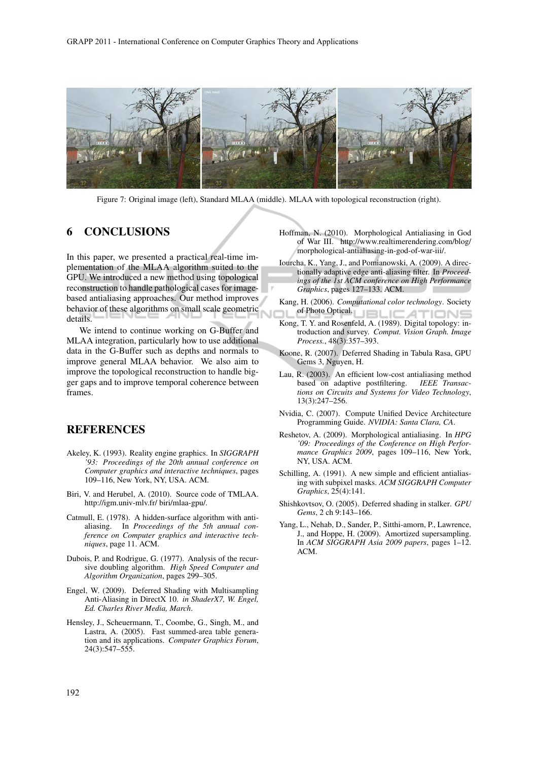Figure 7: Original image (left), Standard MLAA (middle). MLAA with topological reconstruction (right).

## 6 CONCLUSIONS

In this paper, we presented a practical real-time implementation of the MLAA algorithm suited to the GPU. We introduced a new method using topological reconstruction to handle pathological cases for image-based antialiasing approaches. Our method improves behavior of these algorithms on small scale geometric details.

We intend to continue working on G-Buffer and MLAA integration, particularly how to use additional data in the G-Buffer such as depths and normals to improve general MLAA behavior. We also aim to improve the topological reconstruction to handle bigger gaps and to improve temporal coherence between frames.

## REFERENCES

Akeley, K. (1993). Reality engine graphics. In *SIGGRAPH '93: Proceedings of the 20th annual conference on Computer graphics and interactive techniques*, pages 109–116, New York, NY, USA. ACM.

Biri, V. and Herubel, A. (2010). Source code of TMLAA. http://igm.univ-mlv.fr/ biri/mlaa-gpu/.

Catmull, E. (1978). A hidden-surface algorithm with anti-aliasing. In *Proceedings of the 5th annual conference on Computer graphics and interactive techniques*, page 11. ACM.

Dubois, P. and Rodrigue, G. (1977). Analysis of the recursive doubling algorithm. *High Speed Computer and Algorithm Organization*, pages 299–305.

Engel, W. (2009). Deferred Shading with Multisampling Anti-Aliasing in DirectX 10. *in ShaderX7, W. Engel, Ed. Charles River Media, March*.

Hensley, J., Scheuermann, T., Coombe, G., Singh, M., and Lastra, A. (2005). Fast summed-area table generation and its applications. *Computer Graphics Forum*, 24(3):547–555.

Hoffman, N. (2010). Morphological Antialiasing in God of War III. http://www.realtimerendering.com/blog/morphological-antialiasing-in-god-of-war-iii/.

Iourcha, K., Yang, J., and Pomianowski, A. (2009). A directionally adaptive edge anti-aliasing filter. In *Proceedings of the 1st ACM conference on High Performance Graphics*, pages 127–133. ACM.

Kang, H. (2006). *Computational color technology*. Society of Photo Optical.

Kong, T. Y. and Rosenfeld, A. (1989). Digital topology: introduction and survey. *Comput. Vision Graph. Image Process.*, 48(3):357–393.

Koone, R. (2007). Deferred Shading in Tabula Rasa, GPU Gems 3, Nguyen, H.

Lau, R. (2003). An efficient low-cost antialiasing method based on adaptive postfiltering. *IEEE Transactions on Circuits and Systems for Video Technology*, 13(3):247–256.

Nvidia, C. (2007). Compute Unified Device Architecture Programming Guide. *NVIDIA: Santa Clara, CA*.

Reshetov, A. (2009). Morphological antialiasing. In *HPG '09: Proceedings of the Conference on High Performance Graphics 2009*, pages 109–116, New York, NY, USA. ACM.

Schilling, A. (1991). A new simple and efficient antialiasing with subpixel masks. *ACM SIGGRAPH Computer Graphics*, 25(4):141.

Shishkovtsov, O. (2005). Deferred shading in stalker. *GPU Gems*, 2 ch 9:143–166.

Yang, L., Nehab, D., Sander, P., Sitthi-amorn, P., Lawrence, J., and Hoppe, H. (2009). Amortized supersampling. In *ACM SIGGRAPH Asia 2009 papers*, pages 1–12. ACM.